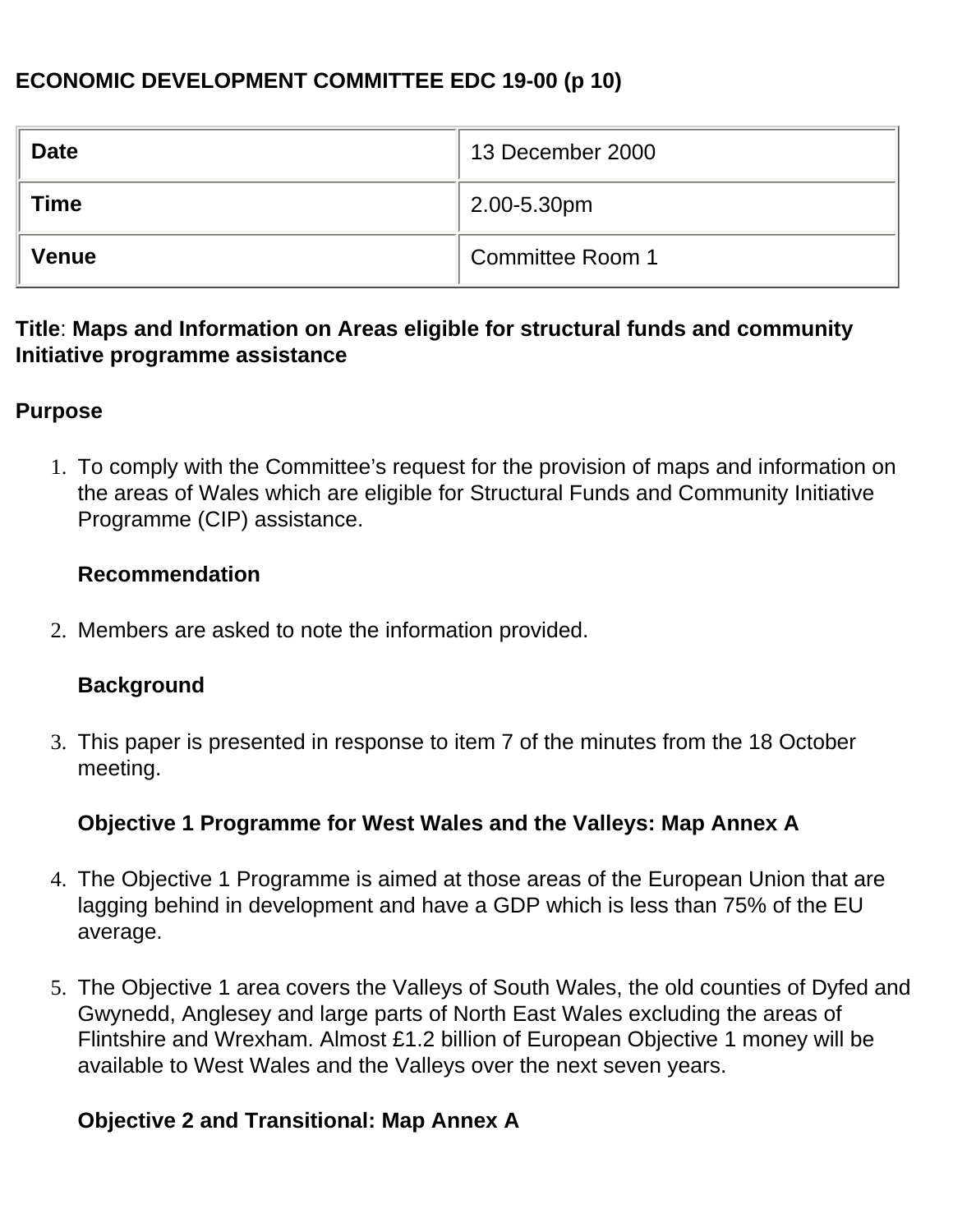**ECONOMIC DEVELOPMENT COMMITTEE EDC 19-00 (p 10)**

| Date | 13 December 2000 |
|---|---|
| Time | 2.00-5.30pm |
| Venue | Committee Room 1 |

**Title**: **Maps and Information on Areas eligible for structural funds and community Initiative programme assistance**

**Purpose**

1. To comply with the Committee's request for the provision of maps and information on the areas of Wales which are eligible for Structural Funds and Community Initiative Programme (CIP) assistance.

   **Recommendation**

2. Members are asked to note the information provided.

   **Background**

3. This paper is presented in response to item 7 of the minutes from the 18 October meeting.

   **Objective 1 Programme for West Wales and the Valleys: Map Annex A**

4. The Objective 1 Programme is aimed at those areas of the European Union that are lagging behind in development and have a GDP which is less than 75% of the EU average.

5. The Objective 1 area covers the Valleys of South Wales, the old counties of Dyfed and Gwynedd, Anglesey and large parts of North East Wales excluding the areas of Flintshire and Wrexham. Almost £1.2 billion of European Objective 1 money will be available to West Wales and the Valleys over the next seven years.

   **Objective 2 and Transitional: Map Annex A**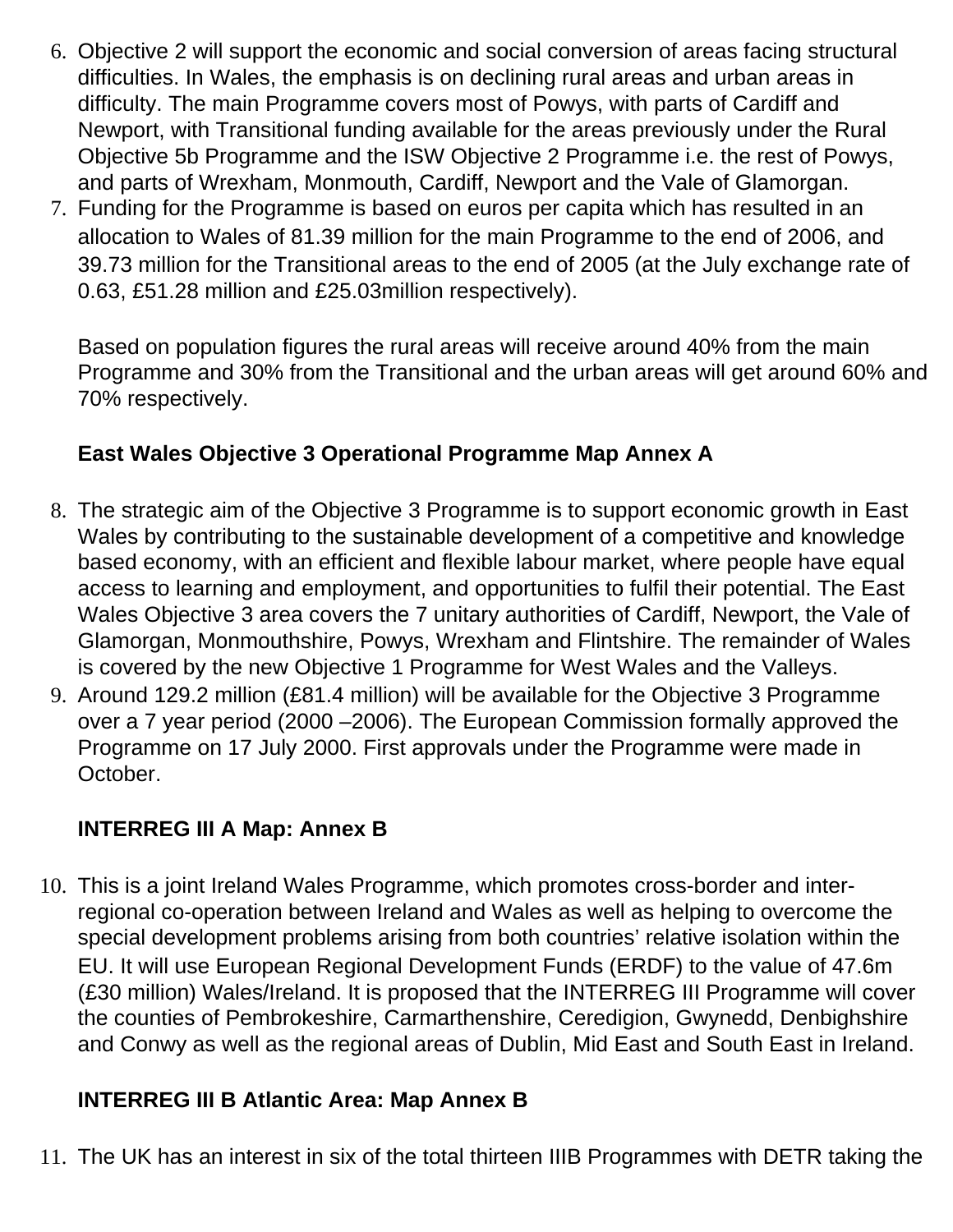6. Objective 2 will support the economic and social conversion of areas facing structural difficulties. In Wales, the emphasis is on declining rural areas and urban areas in difficulty. The main Programme covers most of Powys, with parts of Cardiff and Newport, with Transitional funding available for the areas previously under the Rural Objective 5b Programme and the ISW Objective 2 Programme i.e. the rest of Powys, and parts of Wrexham, Monmouth, Cardiff, Newport and the Vale of Glamorgan.
7. Funding for the Programme is based on euros per capita which has resulted in an allocation to Wales of 81.39 million for the main Programme to the end of 2006, and 39.73 million for the Transitional areas to the end of 2005 (at the July exchange rate of 0.63, £51.28 million and £25.03million respectively).

   Based on population figures the rural areas will receive around 40% from the main Programme and 30% from the Transitional and the urban areas will get around 60% and 70% respectively.

**East Wales Objective 3 Operational Programme Map Annex A**

8. The strategic aim of the Objective 3 Programme is to support economic growth in East Wales by contributing to the sustainable development of a competitive and knowledge based economy, with an efficient and flexible labour market, where people have equal access to learning and employment, and opportunities to fulfil their potential. The East Wales Objective 3 area covers the 7 unitary authorities of Cardiff, Newport, the Vale of Glamorgan, Monmouthshire, Powys, Wrexham and Flintshire. The remainder of Wales is covered by the new Objective 1 Programme for West Wales and the Valleys.
9. Around 129.2 million (£81.4 million) will be available for the Objective 3 Programme over a 7 year period (2000 –2006). The European Commission formally approved the Programme on 17 July 2000. First approvals under the Programme were made in October.

**INTERREG III A Map: Annex B**

10. This is a joint Ireland Wales Programme, which promotes cross-border and inter-regional co-operation between Ireland and Wales as well as helping to overcome the special development problems arising from both countries' relative isolation within the EU. It will use European Regional Development Funds (ERDF) to the value of 47.6m (£30 million) Wales/Ireland. It is proposed that the INTERREG III Programme will cover the counties of Pembrokeshire, Carmarthenshire, Ceredigion, Gwynedd, Denbighshire and Conwy as well as the regional areas of Dublin, Mid East and South East in Ireland.

**INTERREG III B Atlantic Area: Map Annex B**

11. The UK has an interest in six of the total thirteen IIIB Programmes with DETR taking the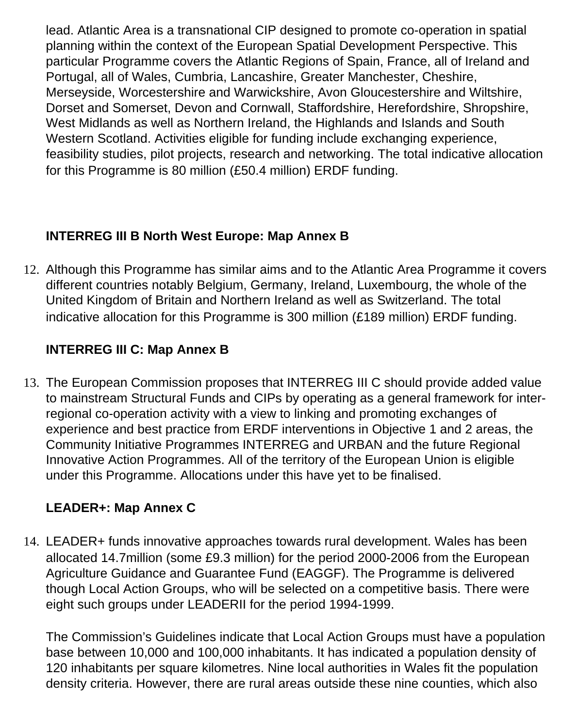lead. Atlantic Area is a transnational CIP designed to promote co-operation in spatial planning within the context of the European Spatial Development Perspective. This particular Programme covers the Atlantic Regions of Spain, France, all of Ireland and Portugal, all of Wales, Cumbria, Lancashire, Greater Manchester, Cheshire, Merseyside, Worcestershire and Warwickshire, Avon Gloucestershire and Wiltshire, Dorset and Somerset, Devon and Cornwall, Staffordshire, Herefordshire, Shropshire, West Midlands as well as Northern Ireland, the Highlands and Islands and South Western Scotland. Activities eligible for funding include exchanging experience, feasibility studies, pilot projects, research and networking. The total indicative allocation for this Programme is 80 million (£50.4 million) ERDF funding.

**INTERREG III B North West Europe: Map Annex B**

12. Although this Programme has similar aims and to the Atlantic Area Programme it covers different countries notably Belgium, Germany, Ireland, Luxembourg, the whole of the United Kingdom of Britain and Northern Ireland as well as Switzerland. The total indicative allocation for this Programme is 300 million (£189 million) ERDF funding.

**INTERREG III C: Map Annex B**

13. The European Commission proposes that INTERREG III C should provide added value to mainstream Structural Funds and CIPs by operating as a general framework for inter-regional co-operation activity with a view to linking and promoting exchanges of experience and best practice from ERDF interventions in Objective 1 and 2 areas, the Community Initiative Programmes INTERREG and URBAN and the future Regional Innovative Action Programmes. All of the territory of the European Union is eligible under this Programme. Allocations under this have yet to be finalised.

**LEADER+: Map Annex C**

14. LEADER+ funds innovative approaches towards rural development. Wales has been allocated 14.7million (some £9.3 million) for the period 2000-2006 from the European Agriculture Guidance and Guarantee Fund (EAGGF). The Programme is delivered though Local Action Groups, who will be selected on a competitive basis. There were eight such groups under LEADERII for the period 1994-1999.

    The Commission's Guidelines indicate that Local Action Groups must have a population base between 10,000 and 100,000 inhabitants. It has indicated a population density of 120 inhabitants per square kilometres. Nine local authorities in Wales fit the population density criteria. However, there are rural areas outside these nine counties, which also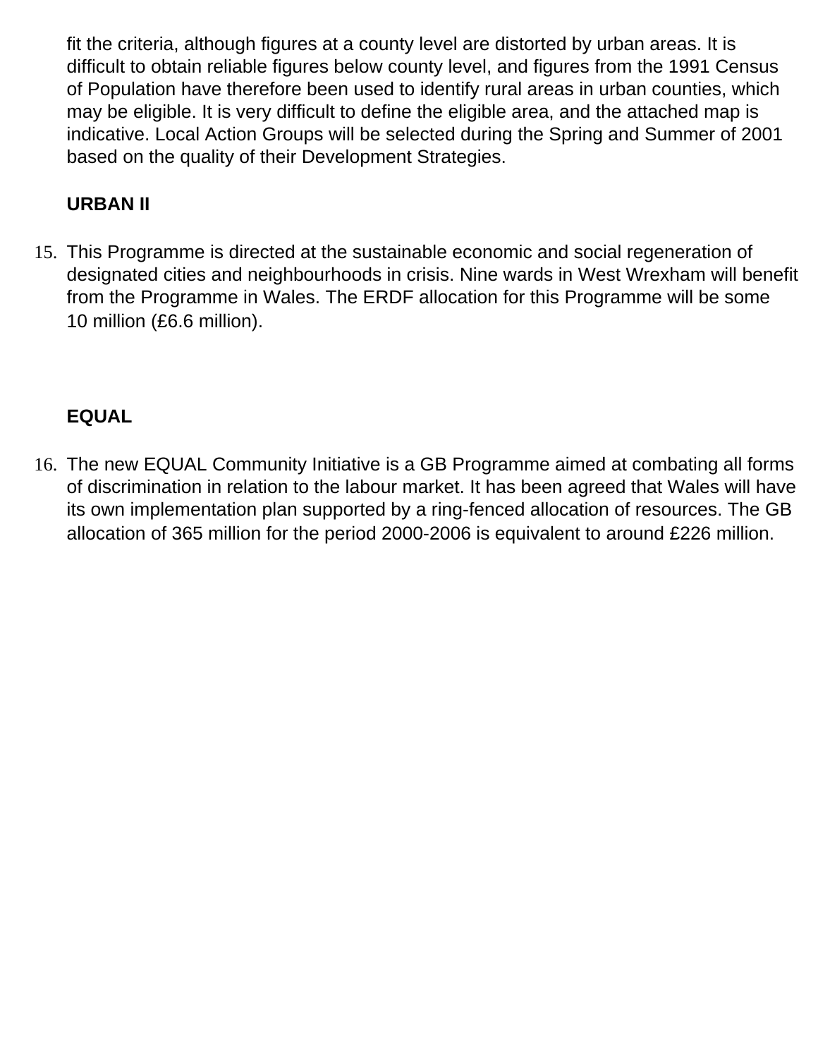fit the criteria, although figures at a county level are distorted by urban areas. It is difficult to obtain reliable figures below county level, and figures from the 1991 Census of Population have therefore been used to identify rural areas in urban counties, which may be eligible. It is very difficult to define the eligible area, and the attached map is indicative. Local Action Groups will be selected during the Spring and Summer of 2001 based on the quality of their Development Strategies.

**URBAN II**

15. This Programme is directed at the sustainable economic and social regeneration of designated cities and neighbourhoods in crisis. Nine wards in West Wrexham will benefit from the Programme in Wales. The ERDF allocation for this Programme will be some 10 million (£6.6 million).

**EQUAL**

16. The new EQUAL Community Initiative is a GB Programme aimed at combating all forms of discrimination in relation to the labour market. It has been agreed that Wales will have its own implementation plan supported by a ring-fenced allocation of resources. The GB allocation of 365 million for the period 2000-2006 is equivalent to around £226 million.